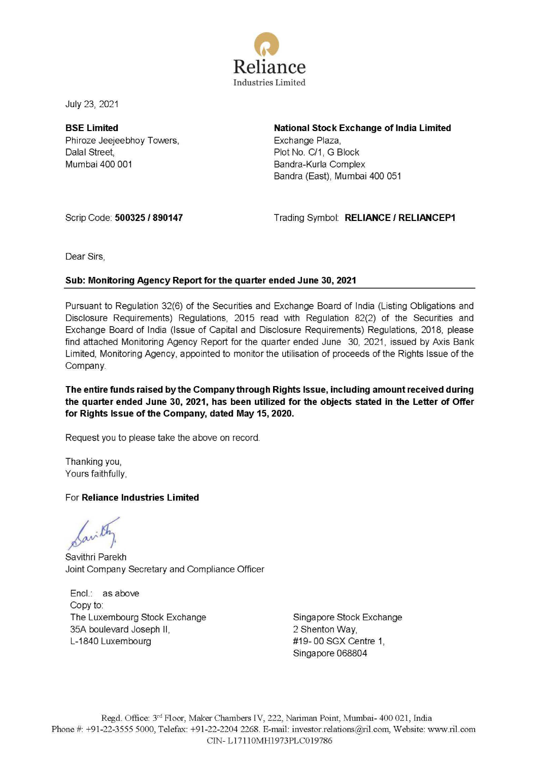Reliance
Industries Limited

July 23, 2021

**BSE Limited**
Phiroze Jeejeebhoy Towers,
Dalal Street,
Mumbai 400 001

**National Stock Exchange of India Limited**
Exchange Plaza,
Plot No. C/1, G Block
Bandra-Kurla Complex
Bandra (East), Mumbai 400 051

Scrip Code: **500325 / 890147**

Trading Symbol: **RELIANCE / RELIANCEP1**

Dear Sirs,

**Sub: Monitoring Agency Report for the quarter ended June 30, 2021**

Pursuant to Regulation 32(6) of the Securities and Exchange Board of India (Listing Obligations and Disclosure Requirements) Regulations, 2015 read with Regulation 82(2) of the Securities and Exchange Board of India (Issue of Capital and Disclosure Requirements) Regulations, 2018, please find attached Monitoring Agency Report for the quarter ended June 30, 2021, issued by Axis Bank Limited, Monitoring Agency, appointed to monitor the utilisation of proceeds of the Rights Issue of the Company.

**The entire funds raised by the Company through Rights Issue, including amount received during the quarter ended June 30, 2021, has been utilized for the objects stated in the Letter of Offer for Rights Issue of the Company, dated May 15, 2020.**

Request you to please take the above on record.

Thanking you,
Yours faithfully,

For **Reliance Industries Limited**

Savithri Parekh
Joint Company Secretary and Compliance Officer

Encl.: as above
Copy to:

The Luxembourg Stock Exchange
35A boulevard Joseph II,
L-1840 Luxembourg

Singapore Stock Exchange
2 Shenton Way,
#19- 00 SGX Centre 1,
Singapore 068804

Regd. Office: 3rd Floor, Maker Chambers IV, 222, Nariman Point, Mumbai- 400 021, India
Phone #: +91-22-3555 5000, Telefax: +91-22-2204 2268. E-mail: investor.relations@ril.com, Website: www.ril.com
CIN- L17110MH1973PLC019786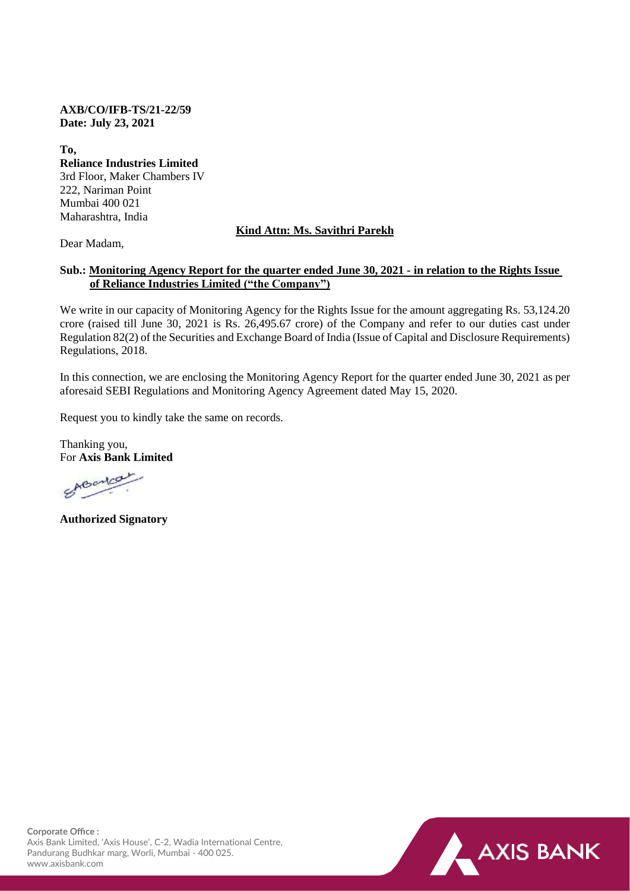**AXB/CO/IFB-TS/21-22/59**
**Date: July 23, 2021**

**To,**
**Reliance Industries Limited**
3rd Floor, Maker Chambers IV
222, Nariman Point
Mumbai 400 021
Maharashtra, India

**Kind Attn: Ms. Savithri Parekh**

Dear Madam,

**Sub.: Monitoring Agency Report for the quarter ended June 30, 2021 - in relation to the Rights Issue of Reliance Industries Limited ("the Company")**

We write in our capacity of Monitoring Agency for the Rights Issue for the amount aggregating Rs. 53,124.20 crore (raised till June 30, 2021 is Rs. 26,495.67 crore) of the Company and refer to our duties cast under Regulation 82(2) of the Securities and Exchange Board of India (Issue of Capital and Disclosure Requirements) Regulations, 2018.

In this connection, we are enclosing the Monitoring Agency Report for the quarter ended June 30, 2021 as per aforesaid SEBI Regulations and Monitoring Agency Agreement dated May 15, 2020.

Request you to kindly take the same on records.

Thanking you,
For **Axis Bank Limited**

**Authorized Signatory**

**Corporate Office :**
Axis Bank Limited, 'Axis House', C-2, Wadia International Centre,
Pandurang Budhkar marg, Worli, Mumbai - 400 025.
www.axisbank.com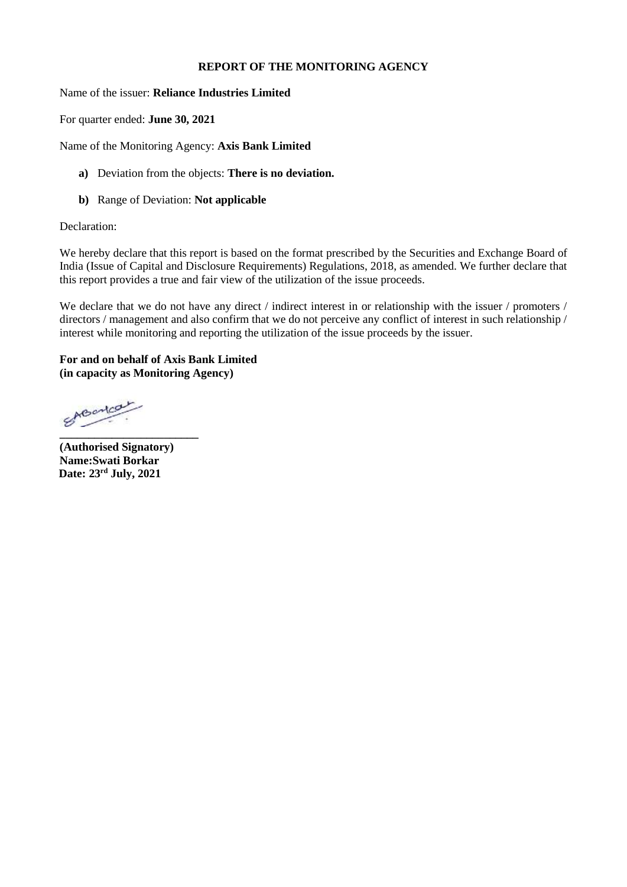**REPORT OF THE MONITORING AGENCY**

Name of the issuer: **Reliance Industries Limited**

For quarter ended: **June 30, 2021**

Name of the Monitoring Agency: **Axis Bank Limited**

**a)** Deviation from the objects: **There is no deviation.**

**b)** Range of Deviation: **Not applicable**

Declaration:

We hereby declare that this report is based on the format prescribed by the Securities and Exchange Board of India (Issue of Capital and Disclosure Requirements) Regulations, 2018, as amended. We further declare that this report provides a true and fair view of the utilization of the issue proceeds.

We declare that we do not have any direct / indirect interest in or relationship with the issuer / promoters / directors / management and also confirm that we do not perceive any conflict of interest in such relationship / interest while monitoring and reporting the utilization of the issue proceeds by the issuer.

**For and on behalf of Axis Bank Limited**
**(in capacity as Monitoring Agency)**

________________________

**(Authorised Signatory)**
**Name:Swati Borkar**
**Date: 23rd July, 2021**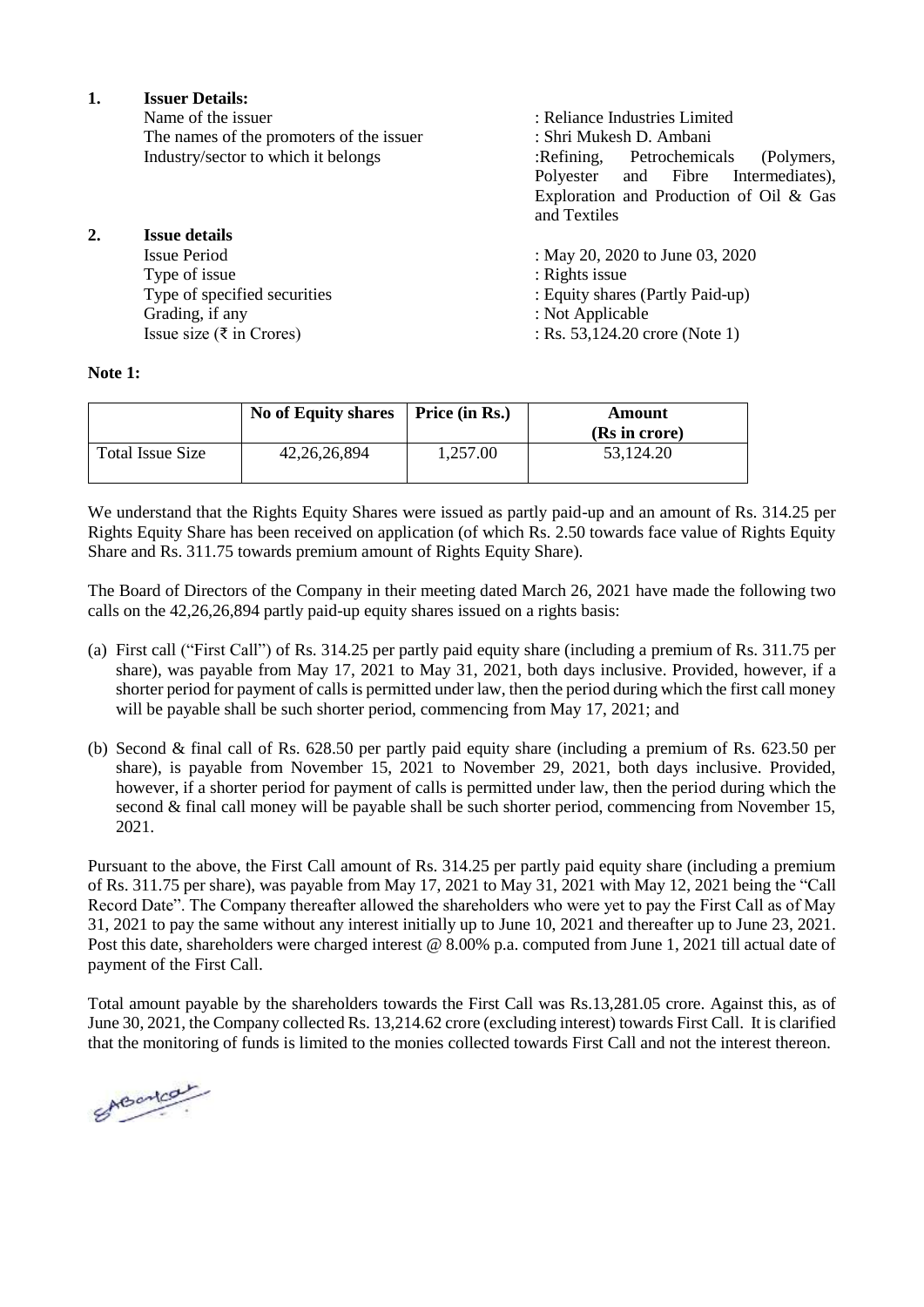1. **Issuer Details:**

| | |
|---|---|
| Name of the issuer | : Reliance Industries Limited |
| The names of the promoters of the issuer | : Shri Mukesh D. Ambani |
| Industry/sector to which it belongs | :Refining, Petrochemicals (Polymers, Polyester and Fibre Intermediates), Exploration and Production of Oil & Gas and Textiles |

2. **Issue details**

| | |
|---|---|
| Issue Period | : May 20, 2020 to June 03, 2020 |
| Type of issue | : Rights issue |
| Type of specified securities | : Equity shares (Partly Paid-up) |
| Grading, if any | : Not Applicable |
| Issue size (₹ in Crores) | : Rs. 53,124.20 crore (Note 1) |

**Note 1:**

| | No of Equity shares | Price (in Rs.) | Amount (Rs in crore) |
|---|---|---|---|
| Total Issue Size | 42,26,26,894 | 1,257.00 | 53,124.20 |

We understand that the Rights Equity Shares were issued as partly paid-up and an amount of Rs. 314.25 per Rights Equity Share has been received on application (of which Rs. 2.50 towards face value of Rights Equity Share and Rs. 311.75 towards premium amount of Rights Equity Share).

The Board of Directors of the Company in their meeting dated March 26, 2021 have made the following two calls on the 42,26,26,894 partly paid-up equity shares issued on a rights basis:

(a) First call ("First Call") of Rs. 314.25 per partly paid equity share (including a premium of Rs. 311.75 per share), was payable from May 17, 2021 to May 31, 2021, both days inclusive. Provided, however, if a shorter period for payment of calls is permitted under law, then the period during which the first call money will be payable shall be such shorter period, commencing from May 17, 2021; and

(b) Second & final call of Rs. 628.50 per partly paid equity share (including a premium of Rs. 623.50 per share), is payable from November 15, 2021 to November 29, 2021, both days inclusive. Provided, however, if a shorter period for payment of calls is permitted under law, then the period during which the second & final call money will be payable shall be such shorter period, commencing from November 15, 2021.

Pursuant to the above, the First Call amount of Rs. 314.25 per partly paid equity share (including a premium of Rs. 311.75 per share), was payable from May 17, 2021 to May 31, 2021 with May 12, 2021 being the "Call Record Date". The Company thereafter allowed the shareholders who were yet to pay the First Call as of May 31, 2021 to pay the same without any interest initially up to June 10, 2021 and thereafter up to June 23, 2021. Post this date, shareholders were charged interest @ 8.00% p.a. computed from June 1, 2021 till actual date of payment of the First Call.

Total amount payable by the shareholders towards the First Call was Rs.13,281.05 crore. Against this, as of June 30, 2021, the Company collected Rs. 13,214.62 crore (excluding interest) towards First Call. It is clarified that the monitoring of funds is limited to the monies collected towards First Call and not the interest thereon.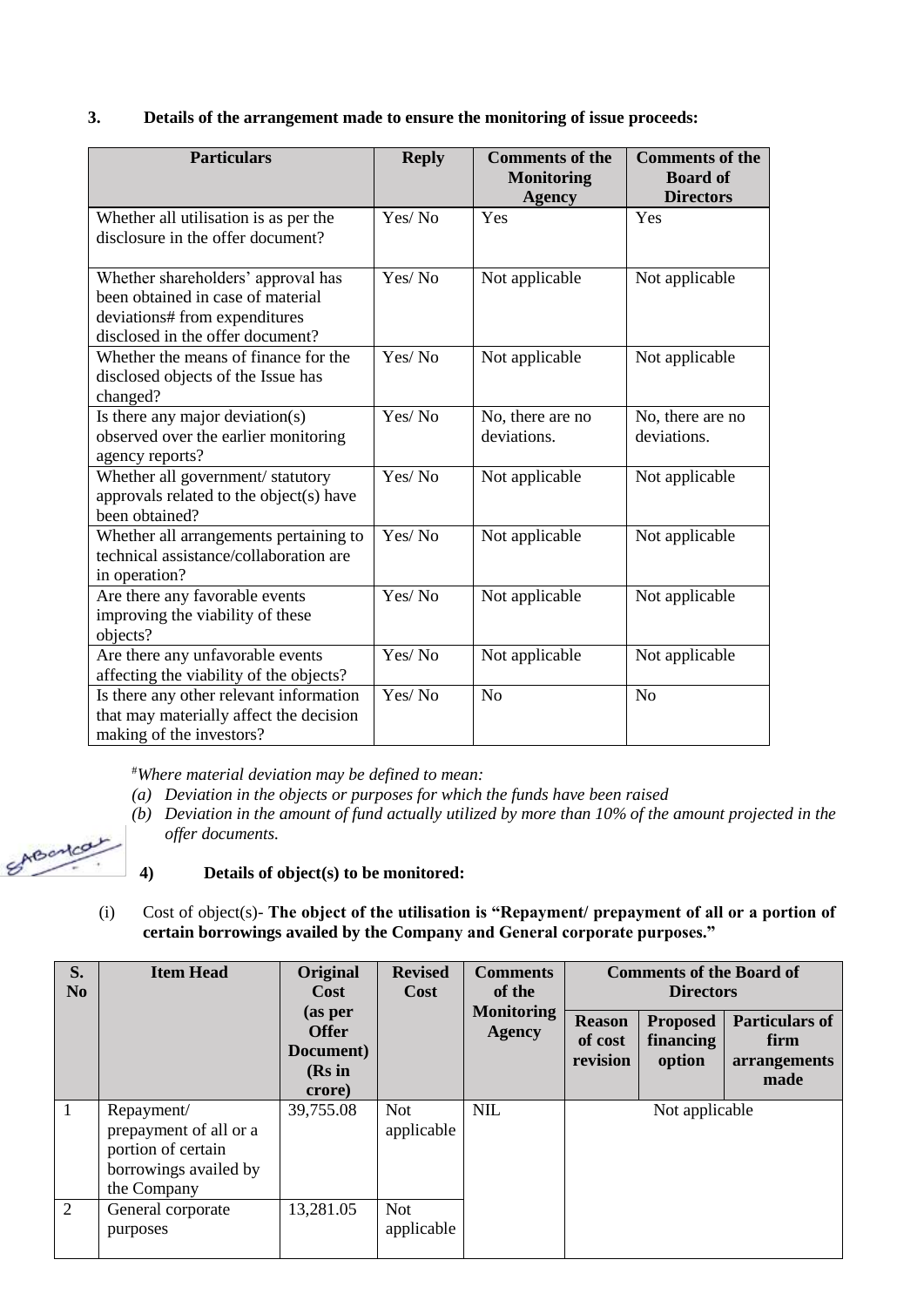### 3. Details of the arrangement made to ensure the monitoring of issue proceeds:

| Particulars | Reply | Comments of the Monitoring Agency | Comments of the Board of Directors |
|---|---|---|---|
| Whether all utilisation is as per the disclosure in the offer document? | Yes/ No | Yes | Yes |
| Whether shareholders' approval has been obtained in case of material deviations# from expenditures disclosed in the offer document? | Yes/ No | Not applicable | Not applicable |
| Whether the means of finance for the disclosed objects of the Issue has changed? | Yes/ No | Not applicable | Not applicable |
| Is there any major deviation(s) observed over the earlier monitoring agency reports? | Yes/ No | No, there are no deviations. | No, there are no deviations. |
| Whether all government/ statutory approvals related to the object(s) have been obtained? | Yes/ No | Not applicable | Not applicable |
| Whether all arrangements pertaining to technical assistance/collaboration are in operation? | Yes/ No | Not applicable | Not applicable |
| Are there any favorable events improving the viability of these objects? | Yes/ No | Not applicable | Not applicable |
| Are there any unfavorable events affecting the viability of the objects? | Yes/ No | Not applicable | Not applicable |
| Is there any other relevant information that may materially affect the decision making of the investors? | Yes/ No | No | No |

#*Where material deviation may be defined to mean:*

*(a) Deviation in the objects or purposes for which the funds have been raised*

*(b) Deviation in the amount of fund actually utilized by more than 10% of the amount projected in the offer documents.*

### 4) Details of object(s) to be monitored:

(i) Cost of object(s)- **The object of the utilisation is "Repayment/ prepayment of all or a portion of certain borrowings availed by the Company and General corporate purposes."**

| S. No | Item Head | Original Cost (as per Offer Document) (Rs in crore) | Revised Cost | Comments of the Monitoring Agency | Comments of the Board of Directors | | |
|---|---|---|---|---|---|---|---|
| | | | | | Reason of cost revision | Proposed financing option | Particulars of firm arrangements made |
| 1 | Repayment/ prepayment of all or a portion of certain borrowings availed by the Company | 39,755.08 | Not applicable | NIL | Not applicable | | |
| 2 | General corporate purposes | 13,281.05 | Not applicable | | | | |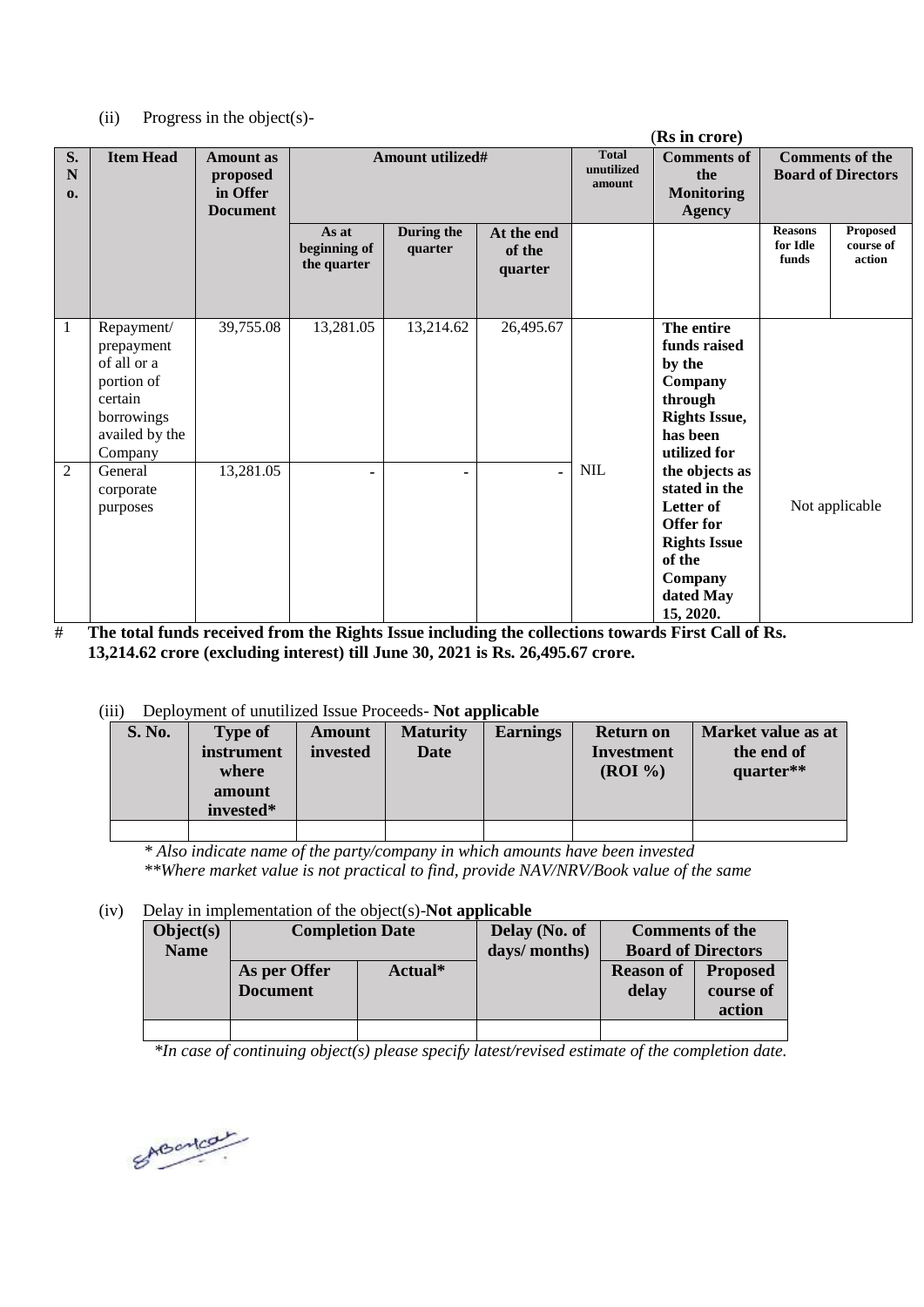(ii) Progress in the object(s)-

(Rs in crore)

| S. No. | Item Head | Amount as proposed in Offer Document | Amount utilized# | | | Total unutilized amount | Comments of the Monitoring Agency | Comments of the Board of Directors | |
|---|---|---|---|---|---|---|---|---|---|
| | | | As at beginning of the quarter | During the quarter | At the end of the quarter | | | Reasons for Idle funds | Proposed course of action |
| 1 | Repayment/ prepayment of all or a portion of certain borrowings availed by the Company | 39,755.08 | 13,281.05 | 13,214.62 | 26,495.67 | NIL | The entire funds raised by the Company through Rights Issue, has been utilized for the objects as stated in the Letter of Offer for Rights Issue of the Company dated May 15, 2020. | Not applicable | |
| 2 | General corporate purposes | 13,281.05 | - | - | - | | | | |

\# **The total funds received from the Rights Issue including the collections towards First Call of Rs. 13,214.62 crore (excluding interest) till June 30, 2021 is Rs. 26,495.67 crore.**

(iii) Deployment of unutilized Issue Proceeds- **Not applicable**

| S. No. | Type of instrument where amount invested* | Amount invested | Maturity Date | Earnings | Return on Investment (ROI %) | Market value as at the end of quarter** |
|---|---|---|---|---|---|---|
| | | | | | | |

*\* Also indicate name of the party/company in which amounts have been invested*

*\*\*Where market value is not practical to find, provide NAV/NRV/Book value of the same*

(iv) Delay in implementation of the object(s)-**Not applicable**

| Object(s) Name | Completion Date | | Delay (No. of days/ months) | Comments of the Board of Directors | |
|---|---|---|---|---|---|
| | As per Offer Document | Actual* | | Reason of delay | Proposed course of action |
| | | | | | |

*\*In case of continuing object(s) please specify latest/revised estimate of the completion date.*